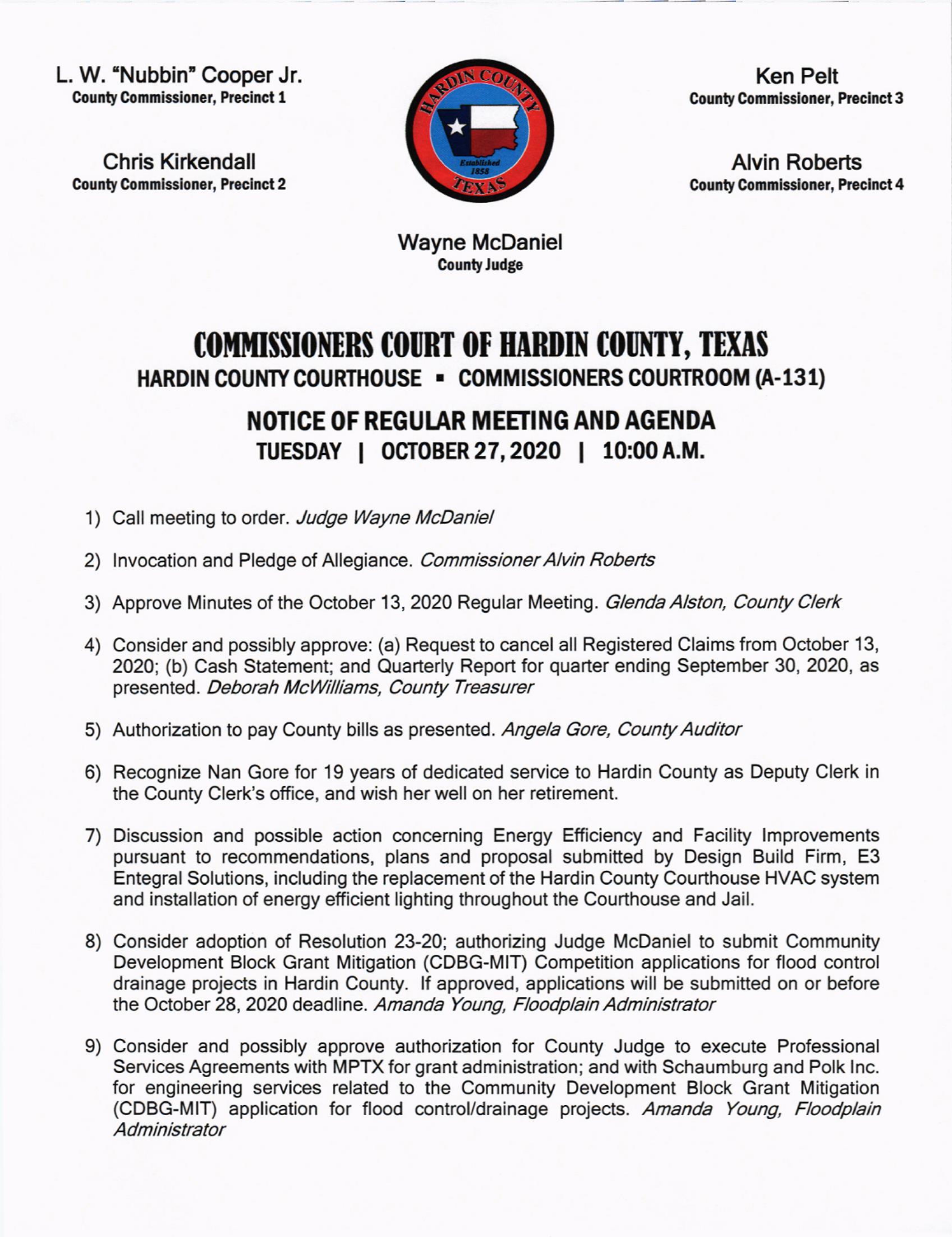L. W. "Nubbin" Cooper Jr.
**County Commissioner, Precinct 1**

Chris Kirkendall
**County Commissioner, Precinct 2**

Ken Pelt
**County Commissioner, Precinct 3**

Alvin Roberts
**County Commissioner, Precinct 4**

Wayne McDaniel
**County Judge**

# COMMISSIONERS COURT OF HARDIN COUNTY, TEXAS

## HARDIN COUNTY COURTHOUSE ▪ COMMISSIONERS COURTROOM (A-131)

## NOTICE OF REGULAR MEETING AND AGENDA

### TUESDAY | OCTOBER 27, 2020 | 10:00 A.M.

1) Call meeting to order. *Judge Wayne McDaniel*

2) Invocation and Pledge of Allegiance. *Commissioner Alvin Roberts*

3) Approve Minutes of the October 13, 2020 Regular Meeting. *Glenda Alston, County Clerk*

4) Consider and possibly approve: (a) Request to cancel all Registered Claims from October 13, 2020; (b) Cash Statement; and Quarterly Report for quarter ending September 30, 2020, as presented. *Deborah McWilliams, County Treasurer*

5) Authorization to pay County bills as presented. *Angela Gore, County Auditor*

6) Recognize Nan Gore for 19 years of dedicated service to Hardin County as Deputy Clerk in the County Clerk's office, and wish her well on her retirement.

7) Discussion and possible action concerning Energy Efficiency and Facility Improvements pursuant to recommendations, plans and proposal submitted by Design Build Firm, E3 Entegral Solutions, including the replacement of the Hardin County Courthouse HVAC system and installation of energy efficient lighting throughout the Courthouse and Jail.

8) Consider adoption of Resolution 23-20; authorizing Judge McDaniel to submit Community Development Block Grant Mitigation (CDBG-MIT) Competition applications for flood control drainage projects in Hardin County. If approved, applications will be submitted on or before the October 28, 2020 deadline. *Amanda Young, Floodplain Administrator*

9) Consider and possibly approve authorization for County Judge to execute Professional Services Agreements with MPTX for grant administration; and with Schaumburg and Polk Inc. for engineering services related to the Community Development Block Grant Mitigation (CDBG-MIT) application for flood control/drainage projects. *Amanda Young, Floodplain Administrator*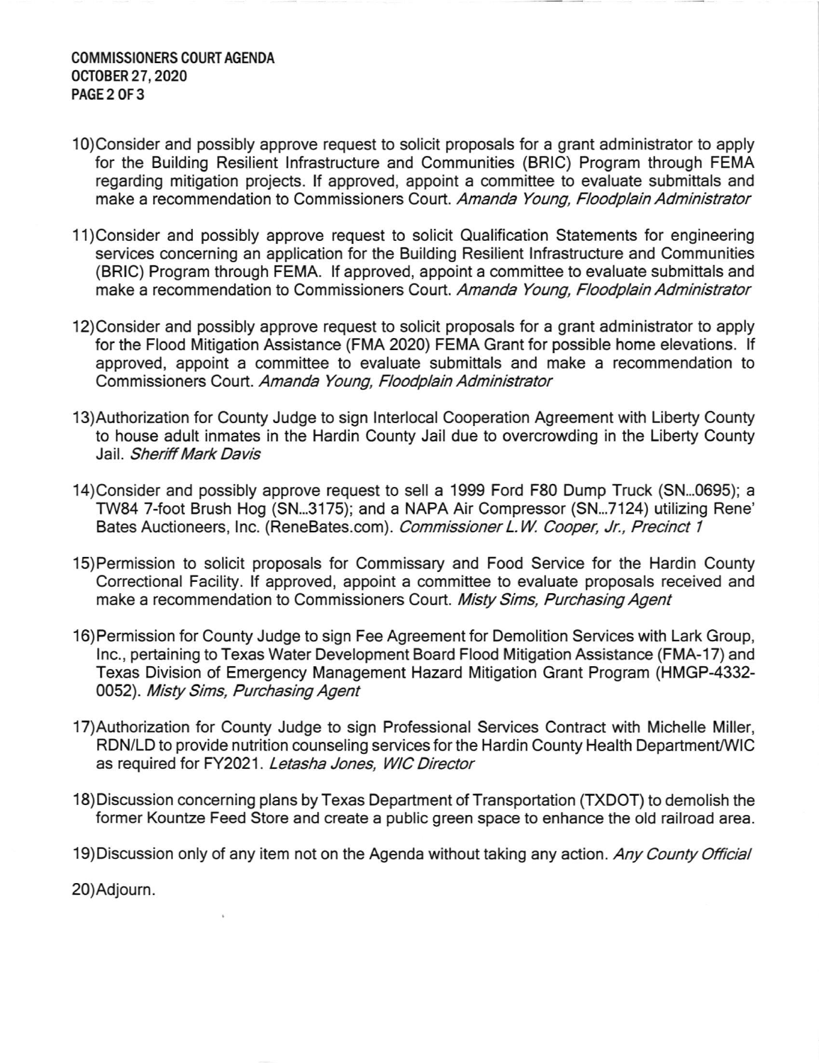10) Consider and possibly approve request to solicit proposals for a grant administrator to apply for the Building Resilient Infrastructure and Communities (BRIC) Program through FEMA regarding mitigation projects. If approved, appoint a committee to evaluate submittals and make a recommendation to Commissioners Court. *Amanda Young, Floodplain Administrator*

11) Consider and possibly approve request to solicit Qualification Statements for engineering services concerning an application for the Building Resilient Infrastructure and Communities (BRIC) Program through FEMA. If approved, appoint a committee to evaluate submittals and make a recommendation to Commissioners Court. *Amanda Young, Floodplain Administrator*

12) Consider and possibly approve request to solicit proposals for a grant administrator to apply for the Flood Mitigation Assistance (FMA 2020) FEMA Grant for possible home elevations. If approved, appoint a committee to evaluate submittals and make a recommendation to Commissioners Court. *Amanda Young, Floodplain Administrator*

13) Authorization for County Judge to sign Interlocal Cooperation Agreement with Liberty County to house adult inmates in the Hardin County Jail due to overcrowding in the Liberty County Jail. *Sheriff Mark Davis*

14) Consider and possibly approve request to sell a 1999 Ford F80 Dump Truck (SN...0695); a TW84 7-foot Brush Hog (SN...3175); and a NAPA Air Compressor (SN...7124) utilizing Rene' Bates Auctioneers, Inc. (ReneBates.com). *Commissioner L.W. Cooper, Jr., Precinct 1*

15) Permission to solicit proposals for Commissary and Food Service for the Hardin County Correctional Facility. If approved, appoint a committee to evaluate proposals received and make a recommendation to Commissioners Court. *Misty Sims, Purchasing Agent*

16) Permission for County Judge to sign Fee Agreement for Demolition Services with Lark Group, Inc., pertaining to Texas Water Development Board Flood Mitigation Assistance (FMA-17) and Texas Division of Emergency Management Hazard Mitigation Grant Program (HMGP-4332-0052). *Misty Sims, Purchasing Agent*

17) Authorization for County Judge to sign Professional Services Contract with Michelle Miller, RDN/LD to provide nutrition counseling services for the Hardin County Health Department/WIC as required for FY2021. *Letasha Jones, WIC Director*

18) Discussion concerning plans by Texas Department of Transportation (TXDOT) to demolish the former Kountze Feed Store and create a public green space to enhance the old railroad area.

19) Discussion only of any item not on the Agenda without taking any action. *Any County Official*

20) Adjourn.